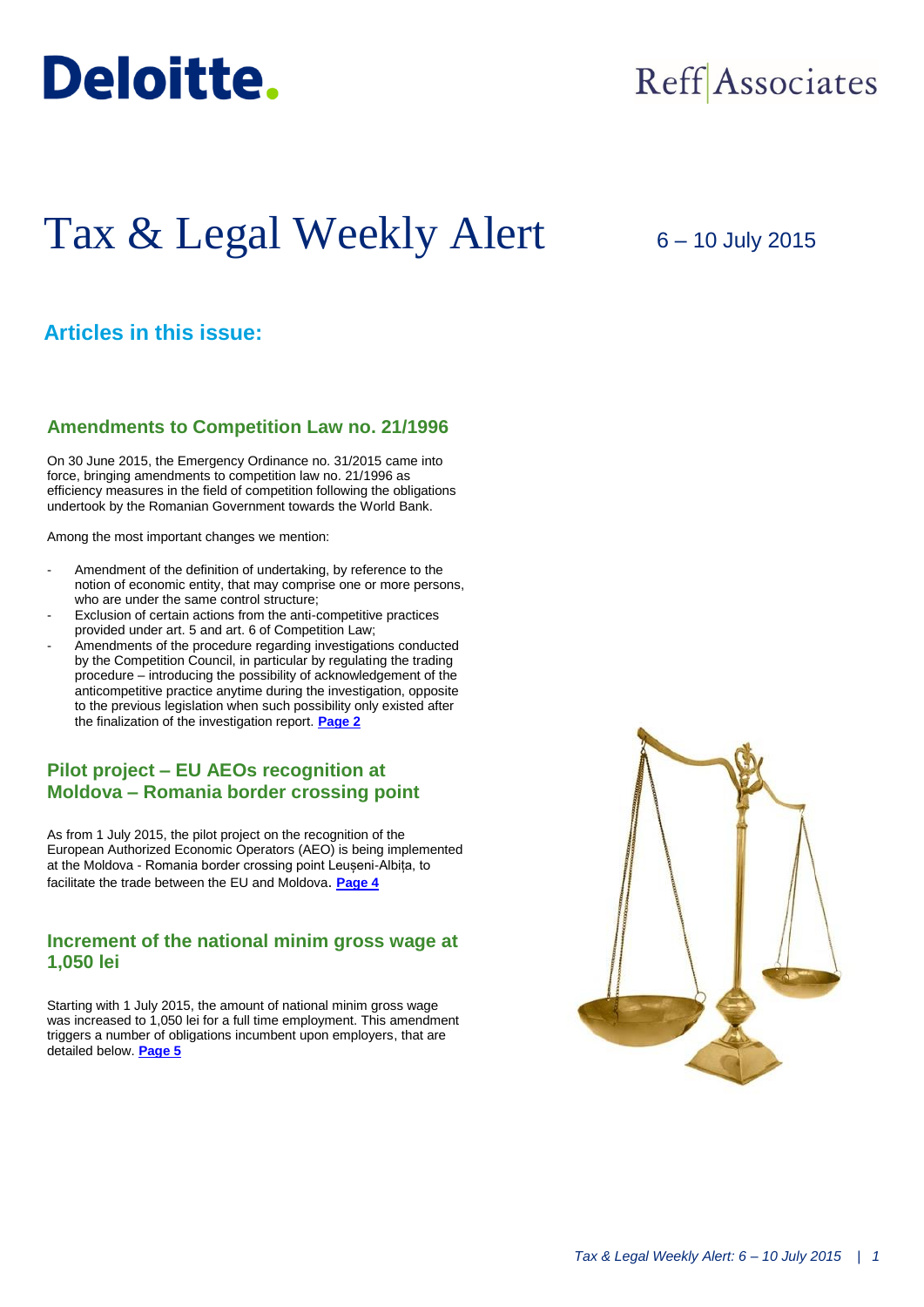Deloitte.

Reff Associates

# Tax & Legal Weekly Alert

6 – 10 July 2015

## Articles in this issue:

### Amendments to Competition Law no. 21/1996

On 30 June 2015, the Emergency Ordinance no. 31/2015 came into force, bringing amendments to competition law no. 21/1996 as efficiency measures in the field of competition following the obligations undertook by the Romanian Government towards the World Bank.

Among the most important changes we mention:

- Amendment of the definition of undertaking, by reference to the notion of economic entity, that may comprise one or more persons, who are under the same control structure;
- Exclusion of certain actions from the anti-competitive practices provided under art. 5 and art. 6 of Competition Law;
- Amendments of the procedure regarding investigations conducted by the Competition Council, in particular by regulating the trading procedure – introducing the possibility of acknowledgement of the anticompetitive practice anytime during the investigation, opposite to the previous legislation when such possibility only existed after the finalization of the investigation report. **Page 2**

### Pilot project – EU AEOs recognition at Moldova – Romania border crossing point

As from 1 July 2015, the pilot project on the recognition of the European Authorized Economic Operators (AEO) is being implemented at the Moldova - Romania border crossing point Leușeni-Albița, to facilitate the trade between the EU and Moldova. **Page 4**

### Increment of the national minim gross wage at 1,050 lei

Starting with 1 July 2015, the amount of national minim gross wage was increased to 1,050 lei for a full time employment. This amendment triggers a number of obligations incumbent upon employers, that are detailed below. **Page 5**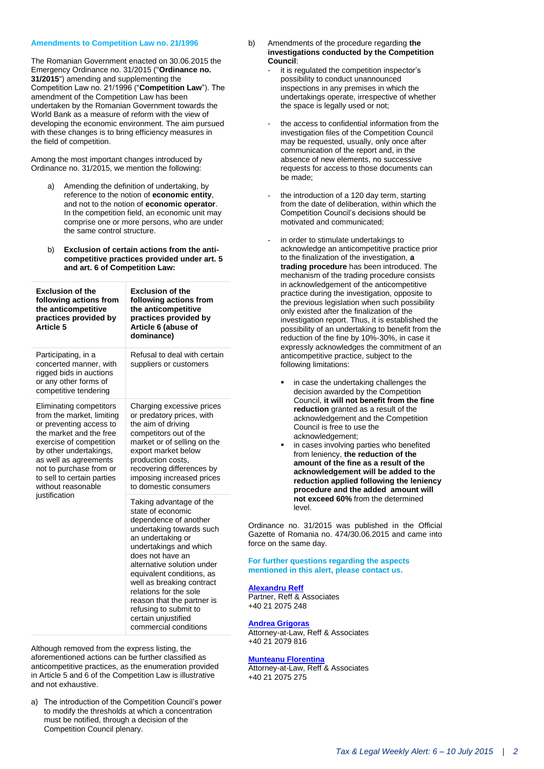## Amendments to Competition Law no. 21/1996

The Romanian Government enacted on 30.06.2015 the Emergency Ordinance no. 31/2015 ("**Ordinance no. 31/2015**") amending and supplementing the Competition Law no. 21/1996 ("**Competition Law**"). The amendment of the Competition Law has been undertaken by the Romanian Government towards the World Bank as a measure of reform with the view of developing the economic environment. The aim pursued with these changes is to bring efficiency measures in the field of competition.

Among the most important changes introduced by Ordinance no. 31/2015, we mention the following:

a) Amending the definition of undertaking, by reference to the notion of **economic entity**, and not to the notion of **economic operator**. In the competition field, an economic unit may comprise one or more persons, who are under the same control structure.

b) **Exclusion of certain actions from the anti-competitive practices provided under art. 5 and art. 6 of Competition Law:**

| Exclusion of the following actions from the anticompetitive practices provided by Article 5 | Exclusion of the following actions from the anticompetitive practices provided by Article 6 (abuse of dominance) |
|---|---|
| Participating, in a concerted manner, with rigged bids in auctions or any other forms of competitive tendering | Refusal to deal with certain suppliers or customers |
| Eliminating competitors from the market, limiting or preventing access to the market and the free exercise of competition by other undertakings, as well as agreements not to purchase from or to sell to certain parties without reasonable justification | Charging excessive prices or predatory prices, with the aim of driving competitors out of the market or of selling on the export market below production costs, recovering differences by imposing increased prices to domestic consumers |
| | Taking advantage of the state of economic dependence of another undertaking towards such an undertaking or undertakings and which does not have an alternative solution under equivalent conditions, as well as breaking contract relations for the sole reason that the partner is refusing to submit to certain unjustified commercial conditions |

Although removed from the express listing, the aforementioned actions can be further classified as anticompetitive practices, as the enumeration provided in Article 5 and 6 of the Competition Law is illustrative and not exhaustive.

a) The introduction of the Competition Council's power to modify the thresholds at which a concentration must be notified, through a decision of the Competition Council plenary.

b) Amendments of the procedure regarding **the investigations conducted by the Competition Council**:

- it is regulated the competition inspector's possibility to conduct unannounced inspections in any premises in which the undertakings operate, irrespective of whether the space is legally used or not;
- the access to confidential information from the investigation files of the Competition Council may be requested, usually, only once after communication of the report and, in the absence of new elements, no successive requests for access to those documents can be made;
- the introduction of a 120 day term, starting from the date of deliberation, within which the Competition Council's decisions should be motivated and communicated;
- in order to stimulate undertakings to acknowledge an anticompetitive practice prior to the finalization of the investigation, **a trading procedure** has been introduced. The mechanism of the trading procedure consists in acknowledgement of the anticompetitive practice during the investigation, opposite to the previous legislation when such possibility only existed after the finalization of the investigation report. Thus, it is established the possibility of an undertaking to benefit from the reduction of the fine by 10%-30%, in case it expressly acknowledges the commitment of an anticompetitive practice, subject to the following limitations:
  - in case the undertaking challenges the decision awarded by the Competition Council, **it will not benefit from the fine reduction** granted as a result of the acknowledgement and the Competition Council is free to use the acknowledgement;
  - in cases involving parties who benefited from leniency, **the reduction of the amount of the fine as a result of the acknowledgement will be added to the reduction applied following the leniency procedure and the added amount will not exceed 60%** from the determined level.

Ordinance no. 31/2015 was published in the Official Gazette of Romania no. 474/30.06.2015 and came into force on the same day.

**For further questions regarding the aspects mentioned in this alert, please contact us.**

**Alexandru Reff**
Partner, Reff & Associates
+40 21 2075 248

**Andrea Grigoras**
Attorney-at-Law, Reff & Associates
+40 21 2079 816

**Munteanu Florentina**
Attorney-at-Law, Reff & Associates
+40 21 2075 275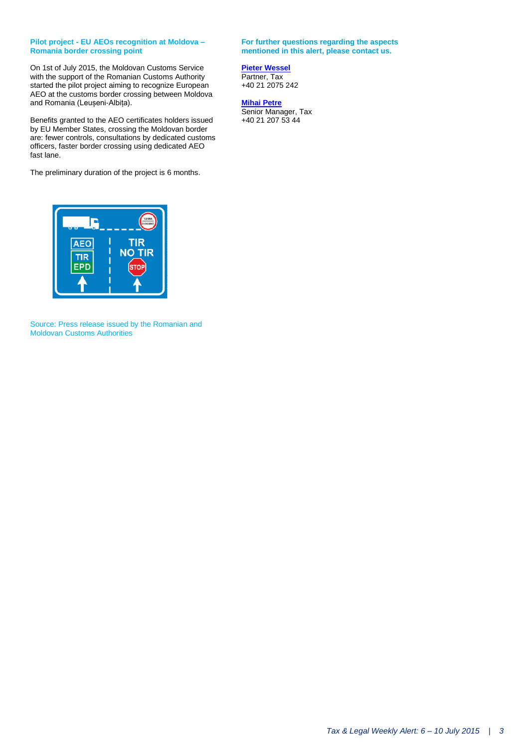### Pilot project - EU AEOs recognition at Moldova – Romania border crossing point

On 1st of July 2015, the Moldovan Customs Service with the support of the Romanian Customs Authority started the pilot project aiming to recognize European AEO at the customs border crossing between Moldova and Romania (Leușeni-Albița).

Benefits granted to the AEO certificates holders issued by EU Member States, crossing the Moldovan border are: fewer controls, consultations by dedicated customs officers, faster border crossing using dedicated AEO fast lane.

The preliminary duration of the project is 6 months.

Source: Press release issued by the Romanian and Moldovan Customs Authorities

### For further questions regarding the aspects mentioned in this alert, please contact us.

**Pieter Wessel**
Partner, Tax
+40 21 2075 242

**Mihai Petre**
Senior Manager, Tax
+40 21 207 53 44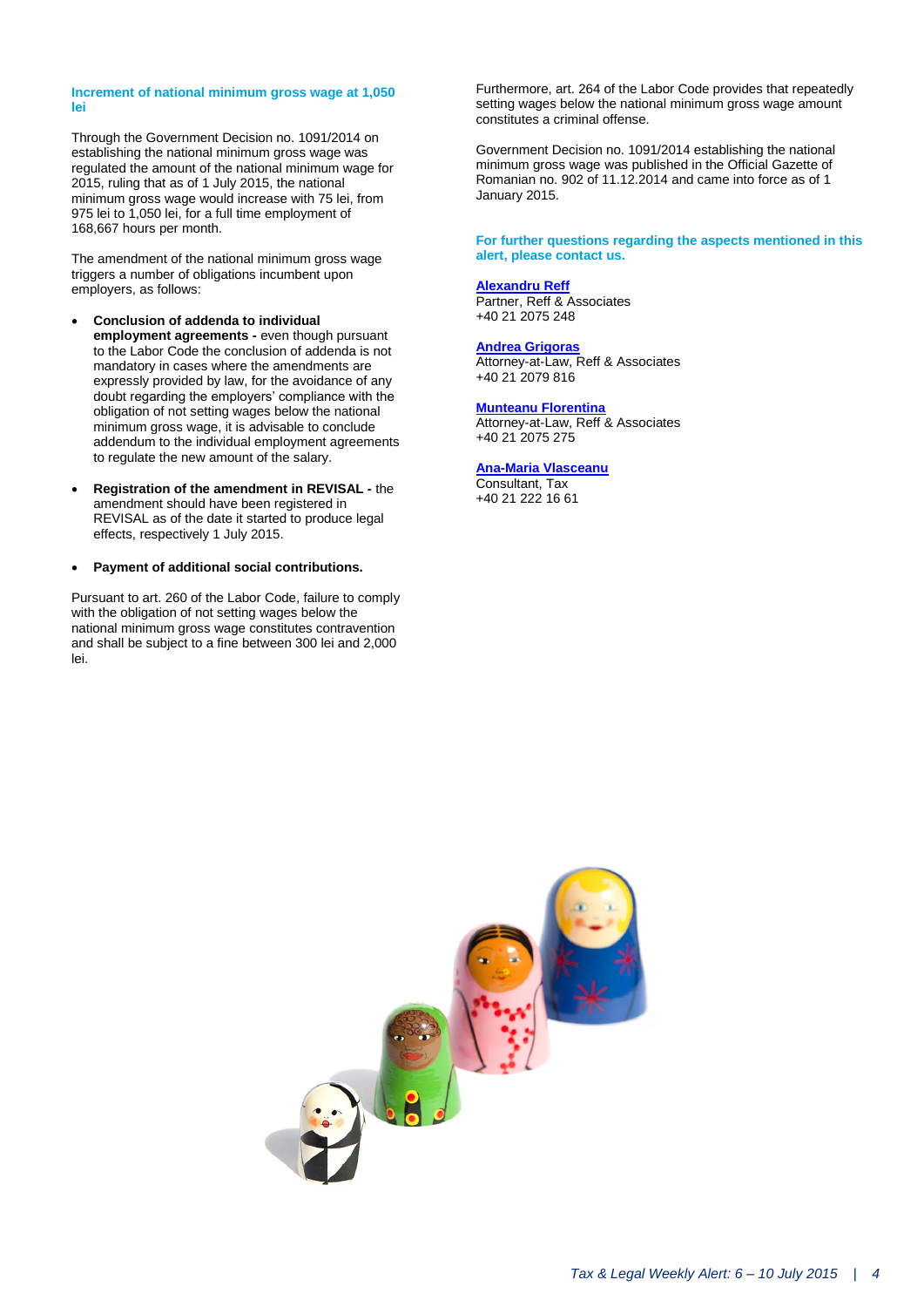## Increment of national minimum gross wage at 1,050 lei

Through the Government Decision no. 1091/2014 on establishing the national minimum gross wage was regulated the amount of the national minimum wage for 2015, ruling that as of 1 July 2015, the national minimum gross wage would increase with 75 lei, from 975 lei to 1,050 lei, for a full time employment of 168,667 hours per month.

The amendment of the national minimum gross wage triggers a number of obligations incumbent upon employers, as follows:

- **Conclusion of addenda to individual employment agreements -** even though pursuant to the Labor Code the conclusion of addenda is not mandatory in cases where the amendments are expressly provided by law, for the avoidance of any doubt regarding the employers' compliance with the obligation of not setting wages below the national minimum gross wage, it is advisable to conclude addendum to the individual employment agreements to regulate the new amount of the salary.

- **Registration of the amendment in REVISAL -** the amendment should have been registered in REVISAL as of the date it started to produce legal effects, respectively 1 July 2015.

- **Payment of additional social contributions.**

Pursuant to art. 260 of the Labor Code, failure to comply with the obligation of not setting wages below the national minimum gross wage constitutes contravention and shall be subject to a fine between 300 lei and 2,000 lei.

Furthermore, art. 264 of the Labor Code provides that repeatedly setting wages below the national minimum gross wage amount constitutes a criminal offense.

Government Decision no. 1091/2014 establishing the national minimum gross wage was published in the Official Gazette of Romanian no. 902 of 11.12.2014 and came into force as of 1 January 2015.

**For further questions regarding the aspects mentioned in this alert, please contact us.**

**Alexandru Reff**
Partner, Reff & Associates
+40 21 2075 248

**Andrea Grigoras**
Attorney-at-Law, Reff & Associates
+40 21 2079 816

**Munteanu Florentina**
Attorney-at-Law, Reff & Associates
+40 21 2075 275

**Ana-Maria Vlasceanu**
Consultant, Tax
+40 21 222 16 61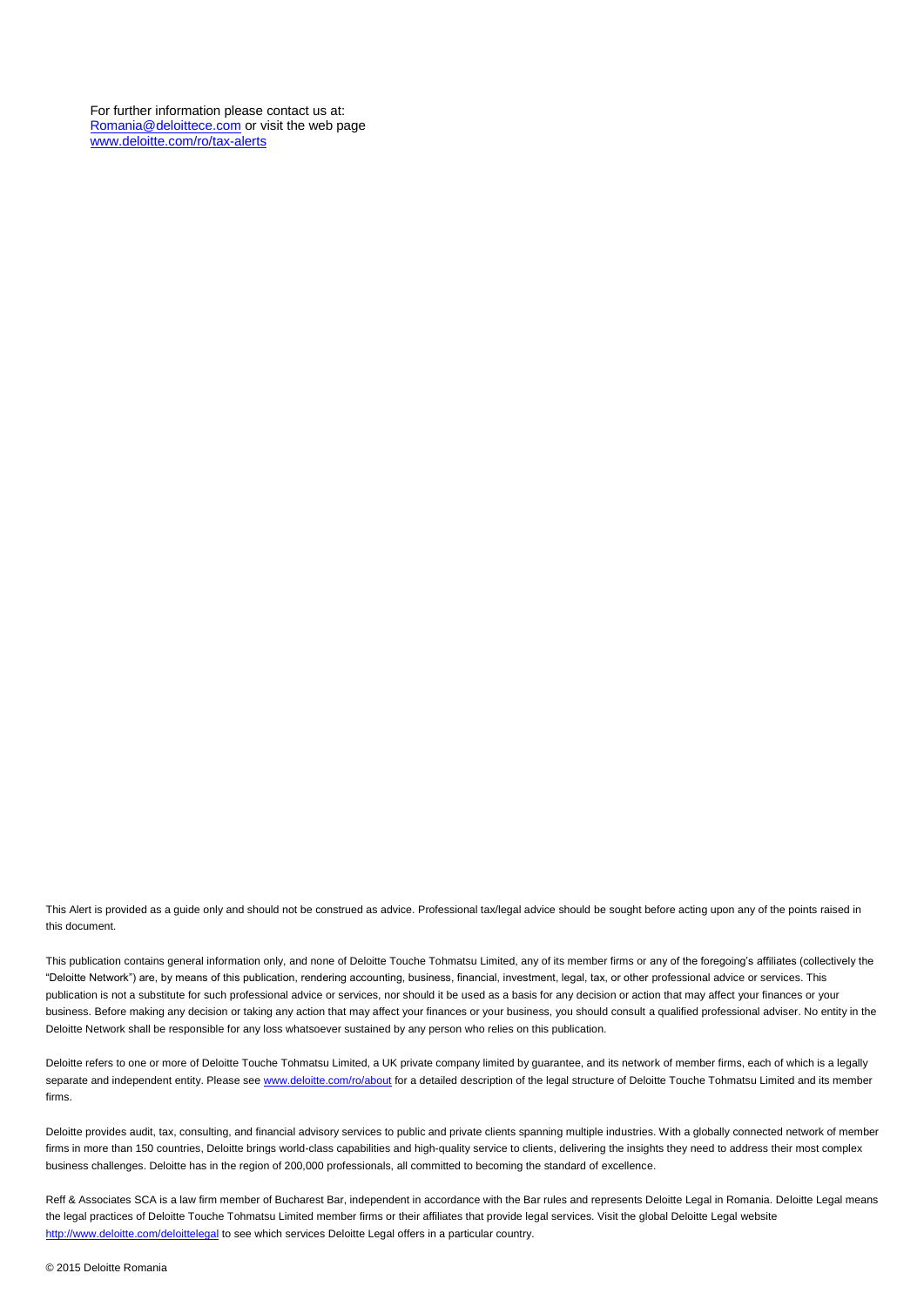For further information please contact us at:
[Romania@deloittece.com](mailto:Romania@deloittece.com) or visit the web page
[www.deloitte.com/ro/tax-alerts](http://www.deloitte.com/ro/tax-alerts)

This Alert is provided as a guide only and should not be construed as advice. Professional tax/legal advice should be sought before acting upon any of the points raised in this document.

This publication contains general information only, and none of Deloitte Touche Tohmatsu Limited, any of its member firms or any of the foregoing's affiliates (collectively the "Deloitte Network") are, by means of this publication, rendering accounting, business, financial, investment, legal, tax, or other professional advice or services. This publication is not a substitute for such professional advice or services, nor should it be used as a basis for any decision or action that may affect your finances or your business. Before making any decision or taking any action that may affect your finances or your business, you should consult a qualified professional adviser. No entity in the Deloitte Network shall be responsible for any loss whatsoever sustained by any person who relies on this publication.

Deloitte refers to one or more of Deloitte Touche Tohmatsu Limited, a UK private company limited by guarantee, and its network of member firms, each of which is a legally separate and independent entity. Please see [www.deloitte.com/ro/about](http://www.deloitte.com/ro/about) for a detailed description of the legal structure of Deloitte Touche Tohmatsu Limited and its member firms.

Deloitte provides audit, tax, consulting, and financial advisory services to public and private clients spanning multiple industries. With a globally connected network of member firms in more than 150 countries, Deloitte brings world-class capabilities and high-quality service to clients, delivering the insights they need to address their most complex business challenges. Deloitte has in the region of 200,000 professionals, all committed to becoming the standard of excellence.

Reff & Associates SCA is a law firm member of Bucharest Bar, independent in accordance with the Bar rules and represents Deloitte Legal in Romania. Deloitte Legal means the legal practices of Deloitte Touche Tohmatsu Limited member firms or their affiliates that provide legal services. Visit the global Deloitte Legal website [http://www.deloitte.com/deloittelegal](http://www.deloitte.com/deloittelegal) to see which services Deloitte Legal offers in a particular country.

© 2015 Deloitte Romania